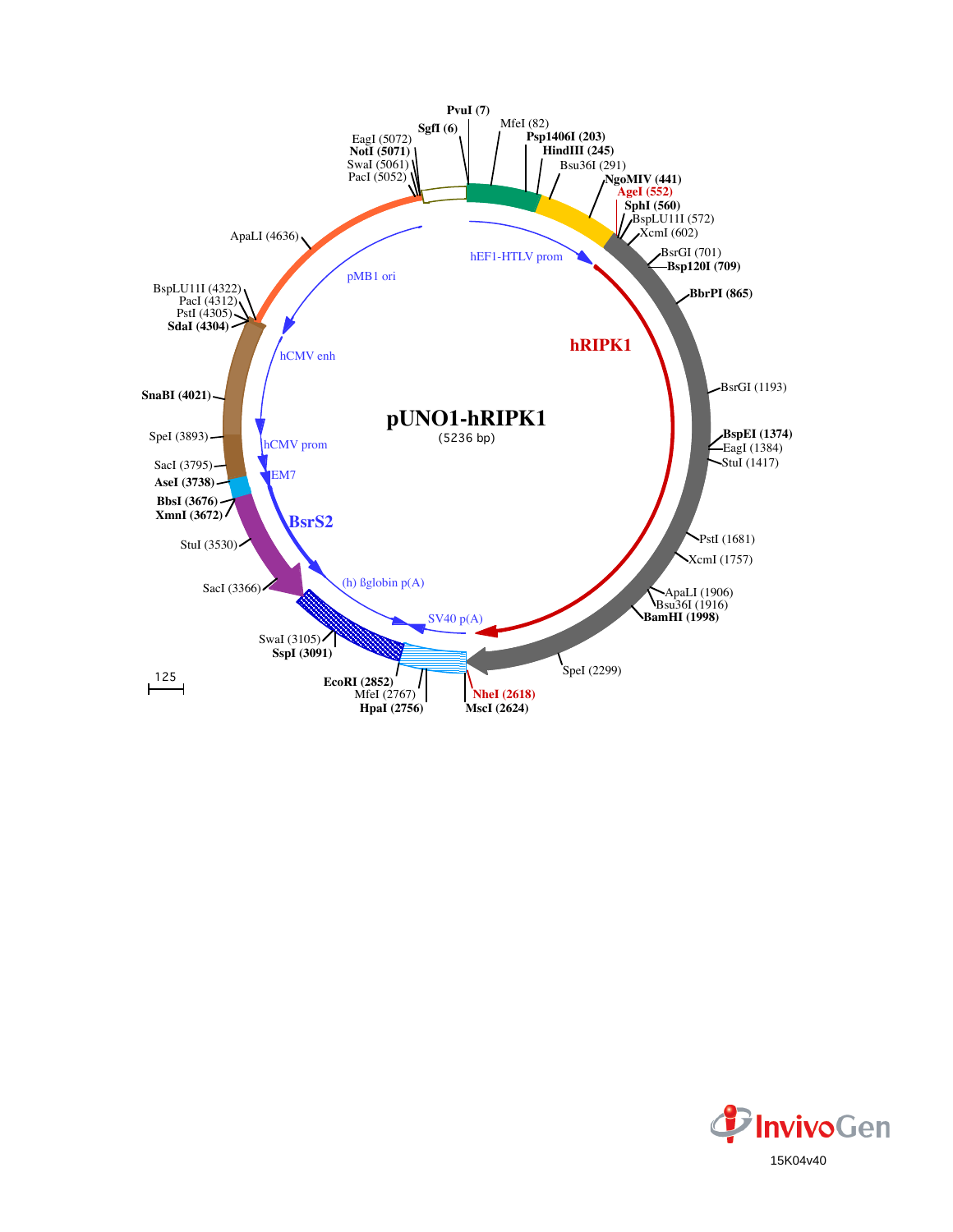# pUNO1-hRIPK1

(5236 bp)

PvuI (7)
SgfI (6)
MfeI (82)
Psp1406I (203)
HindIII (245)
Bsu36I (291)
NgoMIV (441)
AgeI (552)
SphI (560)
BspLU11I (572)
XcmI (602)
BsrGI (701)
Bsp120I (709)
BbrPI (865)
BsrGI (1193)
BspEI (1374)
EagI (1384)
StuI (1417)
PstI (1681)
XcmI (1757)
ApaLI (1906)
Bsu36I (1916)
BamHI (1998)
SpeI (2299)
NheI (2618)
MscI (2624)
HpaI (2756)
MfeI (2767)
EcoRI (2852)
SspI (3091)
SwaI (3105)
SacI (3366)
StuI (3530)
XmnI (3672)
BbsI (3676)
AseI (3738)
SacI (3795)
SpeI (3893)
SnaBI (4021)
SdaI (4304)
PstI (4305)
PacI (4312)
BspLU11I (4322)
ApaLI (4636)
PacI (5052)
SwaI (5061)
NotI (5071)
EagI (5072)

hEF1-HTLV prom
hRIPK1
SV40 p(A)
(h) ßglobin p(A)
BsrS2
EM7
hCMV prom
hCMV enh
pMB1 ori

125

InvivoGen

15K04v40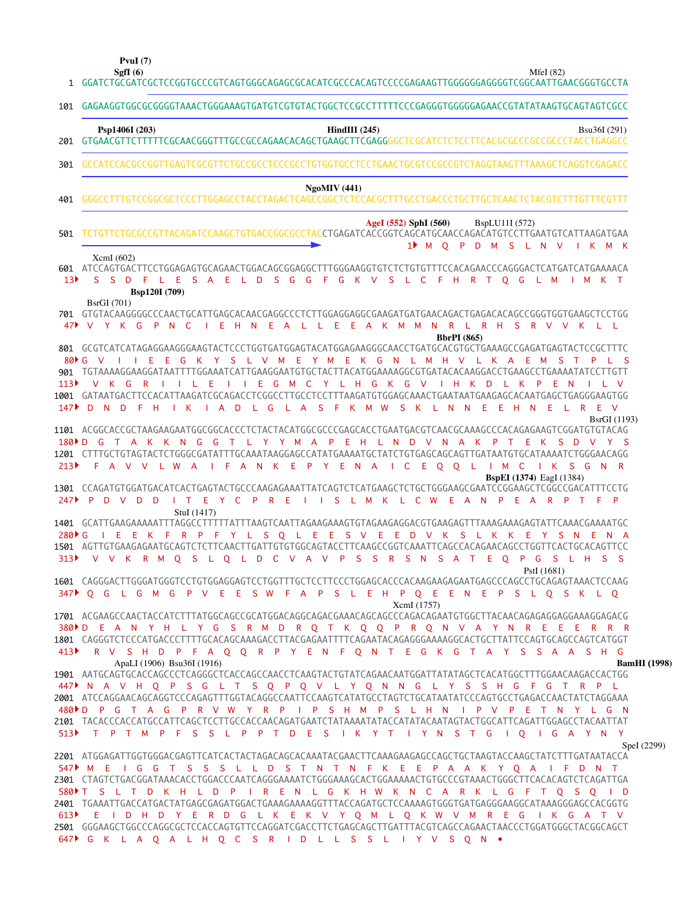```
                PvuI (7)
           SgfI (6)                                                                                    MfeI (82)
   1  GGATCTGCGATCGCTCCGGTGCCCGTCAGTGGGCAGAGCGCACATCGCCCACAGTCCCCGAGAAGTTGGGGGGAGGGGTCGGCAATTGAACGGGTGCCTA

 101  GAGAAGGTGGCGCGGGGTAAACTGGGAAAGTGATGTCGTGTACTGGCTCCGCCTTTTTCCCGAGGGTGGGGGAGAACCGTATATAAGTGCAGTAGTCGCC

          Psp1406I (203)                                 HindIII (245)                                    Bsu36I (291)
 201  GTGAACGTTCTTTTTCGCAACGGGTTTGCCGCCAGAACACAGCTGAAGCTTCGAGGGGCTCGCATCTCTCCTTCACGCGCCCGCCGCCCTACCTGAGGCC

 301  GCCATCCACGCCGGTTGAGTCGCGTTCTGCCGCCTCCCGCCTGTGGTGCCTCCTGAACTGCGTCCGCCGTCTAGGTAAGTTTAAAGCTCAGGTCGAGACC

                                                          NgoMIV (441)
 401  GGGCCTTTGTCCGGCGCTCCCTTGGAGCCTACCTAGACTCAGCCGGCTCTCCACGCTTTGCCTGACCCTGCTTGCTCAACTCTACGTCTTTGTTTCGTTT

                                                                   AgeI (552)  SphI (560)     BspLU11I (572)
 501  TCTGTTCTGCGCCGTTACAGATCCAAGCTGTGACCGGCGCCTACCTGAGATCACCGGTCAGCATGCAACCAGACATGTCCTTGAATGTCATTAAGATGAA
   1▸                                                                      M  Q  P  D  M  S  L  N  V  I  K  M  K

    XcmI (602)
 601  ATCCAGTGACTTCCTGGAGAGTGCAGAACTGGACAGCGGAGGCTTTGGGAAGGTGTCTCTGTGTTTCCACAGAACCCAGGGACTCATGATCATGAAAACA
  13▸  S  S  D  F  L  E  S  A  E  L  D  S  G  G  F  G  K  V  S  L  C  F  H  R  T  Q  G  L  M  I  M  K  T
                       Bsp120I (709)
    BsrGI (701)
 701  GTGTACAAGGGGCCCAACTGCATTGAGCACAACGAGGCCCTCTTGGAGGAGGCGAAGATGATGAACAGACTGAGACACAGCCGGGTGGTGAAGCTCCTGG
  47▸ V  Y  K  G  P  N  C  I  E  H  N  E  A  L  L  E  E  A  K  M  M  N  R  L  R  H  S  R  V  V  K  L  L
                                                                                   BbrPI (865)
 801  GCGTCATCATAGAGGAAGGGAAGTACTCCCTGGTGATGGAGTACATGGAGAAGGGCAACCTGATGCACGTGCTGAAAGCCGAGATGAGTACTCCGCTTTC
  80▸G  V  I  I  E  E  G  K  Y  S  L  V  M  E  Y  M  E  K  G  N  L  M  H  V  L  K  A  E  M  S  T  P  L  S
 901  TGTAAAAGGAAGGATAATTTTGGAAATCATTGAAGGAATGTGCTACTTACATGGAAAAGGCGTGATACACAAGGACCTGAAGCCTGAAAATATCCTTGTT
 113▸  V  K  G  R  I  I  L  E  I  I  E  G  M  C  Y  L  H  G  K  G  V  I  H  K  D  L  K  P  E  N  I  L  V
1001  GATAATGACTTCCACATTAAGATCGCAGACCTCGGCCTTGCCTCCTTTAAGATGTGGAGCAAACTGAATAATGAAGAGCACAATGAGCTGAGGGAAGTGG
 147▸ D  N  D  F  H  I  K  I  A  D  L  G  L  A  S  F  K  M  W  S  K  L  N  N  E  E  H  N  E  L  R  E  V
                                                                                                   BsrGI (1193)
1101  ACGGCACCGCTAAGAAGAATGGCGGCACCCTCTACTACATGGCGCCCGAGCACCTGAATGACGTCAACGCAAAGCCCACAGAGAAGTCGGATGTGTACAG
 180▸D  G  T  A  K  K  N  G  G  T  L  Y  Y  M  A  P  E  H  L  N  D  V  N  A  K  P  T  E  K  S  D  V  Y  S
1201  CTTTGCTGTAGTACTCTGGGCGATATTTGCAAATAAGGAGCCATATGAAAATGCTATCTGTGAGCAGCAGTTGATAATGTGCATAAAATCTGGGAACAGG
 213▸  F  A  V  V  L  W  A  I  F  A  N  K  E  P  Y  E  N  A  I  C  E  Q  Q  L  I  M  C  I  K  S  G  N  R
                                                                              BspEI (1374)  EagI (1384)
1301  CCAGATGTGGATGACATCACTGAGTACTGCCCAAGAGAAATTATCAGTCTCATGAAGCTCTGCTGGGAAGCGAATCCGGAAGCTCGGCCGACATTTCCTG
 247▸ P  D  V  D  D  I  T  E  Y  C  P  R  E  I  I  S  L  M  K  L  C  W  E  A  N  P  E  A  R  P  T  F  P
                             StuI (1417)
1401  GCATTGAAGAAAAATTTAGGCCTTTTTATTTAAGTCAATTAGAAGAAAGTGTAGAAGAGGACGTGAAGAGTTTAAAGAAAGAGTATTCAAACGAAAATGC
 280▸G  I  E  E  K  F  R  P  F  Y  L  S  Q  L  E  E  S  V  E  E  D  V  K  S  L  K  K  E  Y  S  N  E  N  A
1501  AGTTGTGAAGAGAATGCAGTCTCTTCAACTTGATTGTGTGGCAGTACCTTCAAGCCGGTCAAATTCAGCCACAGAACAGCCTGGTTCACTGCACAGTTCC
 313▸  V  V  K  R  M  Q  S  L  Q  L  D  C  V  A  V  P  S  S  R  S  N  S  A  T  E  Q  P  G  S  L  H  S  S
                                                                                            PstI (1681)
1601  CAGGGACTTGGGATGGGTCCTGTGGAGGAGTCCTGGTTTGCTCCTTCCCTGGAGCACCCACAAGAAGAGAATGAGCCCAGCCTGCAGAGTAAACTCCAAG
 347▸ Q  G  L  G  M  G  P  V  E  E  S  W  F  A  P  S  L  E  H  P  Q  E  E  N  E  P  S  L  Q  S  K  L  Q
                                                                      XcmI (1757)
1701  ACGAAGCCAACTACCATCTTTATGGCAGCCGCATGGACAGGCAGACGAAACAGCAGCCCAGACAGAATGTGGCTTACAACAGAGAGGAGGAAAGGAGACG
 380▸D  E  A  N  Y  H  L  Y  G  S  R  M  D  R  Q  T  K  Q  Q  P  R  Q  N  V  A  Y  N  R  E  E  E  R  R  R
1801  CAGGGTCTCCCATGACCCTTTTGCACAGCAAAGACCTTACGAGAATTTTCAGAATACAGAGGGAAAAGGCACTGCTTATTCCAGTGCAGCCAGTCATGGT
 413▸  R  V  S  H  D  P  F  A  Q  Q  R  P  Y  E  N  F  Q  N  T  E  G  K  G  T  A  Y  S  S  A  A  S  H  G
               ApaLI (1906)  Bsu36I (1916)                                                                BamHI (1998)
1901  AATGCAGTGCACCAGCCCTCAGGGCTCACCAGCCAACCTCAAGTACTGTATCAGAACAATGGATTATATAGCTCACATGGCTTTGGAACAAGACCACTGG
 447▸ N  A  V  H  Q  P  S  G  L  T  S  Q  P  Q  V  L  Y  Q  N  N  G  L  Y  S  S  H  G  F  G  T  R  P  L
2001  ATCCAGGAACAGCAGGTCCCAGAGTTTGGTACAGGCCAATTCCAAGTCATATGCCTAGTCTGCATAATATCCCAGTGCCTGAGACCAACTATCTAGGAAA
 480▸D  P  G  T  A  G  P  R  V  W  Y  R  P  I  P  S  H  M  P  S  L  H  N  I  P  V  P  E  T  N  Y  L  G  N
2101  TACACCCACCATGCCATTCAGCTCCTTGCCACCAACAGATGAATCTATAAAATATACCATATACAATAGTACTGGCATTCAGATTGGAGCCTACAATTAT
 513▸  T  P  T  M  P  F  S  S  L  P  P  T  D  E  S  I  K  Y  T  I  Y  N  S  T  G  I  Q  I  G  A  Y  N  Y
                                                                                                        SpeI (2299)
2201  ATGGAGATTGGTGGGACGAGTTCATCACTACTAGACAGCACAAATACGAACTTCAAAGAAGAGCCAGCTGCTAAGTACCAAGCTATCTTTGATAATACCA
 547▸ M  E  I  G  G  T  S  S  S  L  L  D  S  T  N  T  N  F  K  E  E  P  A  A  K  Y  Q  A  I  F  D  N  T
2301  CTAGTCTGACGGATAAACACCTGGACCCAATCAGGGAAAATCTGGGAAAGCACTGGAAAAACTGTGCCCGTAAACTGGGCTTCACACAGTCTCAGATTGA
 580▸T  S  L  T  D  K  H  L  D  P  I  R  E  N  L  G  K  H  W  K  N  C  A  R  K  L  G  F  T  Q  S  Q  I  D
2401  TGAAATTGACCATGACTATGAGCGAGATGGACTGAAAGAAAAGGTTTACCAGATGCTCCAAAAGTGGGTGATGAGGGAAGGCATAAAGGGAGCCACGGTG
 613▸  E  I  D  H  D  Y  E  R  D  G  L  K  E  K  V  Y  Q  M  L  Q  K  W  V  M  R  E  G  I  K  G  A  T  V
2501  GGGAAGCTGGCCCAGGCGCTCCACCAGTGTTCCAGGATCGACCTTCTGAGCAGCTTGATTTACGTCAGCCAGAACTAACCCTGGATGGGCTACGGCAGCT
 647▸ G  K  L  A  Q  A  L  H  Q  C  S  R  I  D  L  L  S  S  L  I  Y  V  S  Q  N  •
```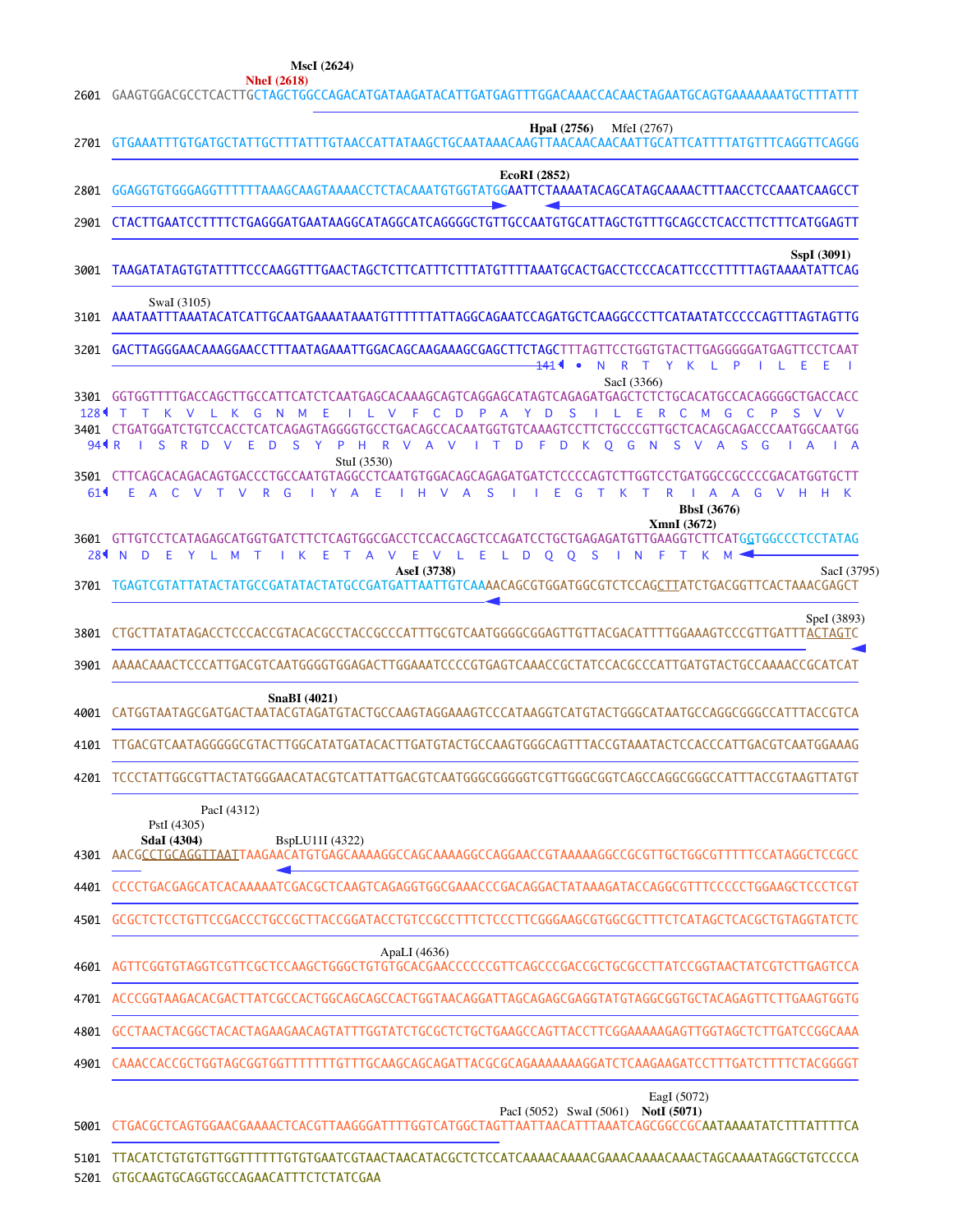```
                                        MscI (2624)
                                   NheI (2618)
2601  GAAGTGGACGCCTCACTTGCTAGCTGGCCAGACATGATAAGATACATTGATGAGTTTGGACAAACCACAACTAGAATGCAGTGAAAAAAATGCTTTATTT

                                                                          HpaI (2756)     MfeI (2767)
2701  GTGAAATTTGTGATGCTATTGCTTTATTTGTAACCATTATAAGCTGCAATAAACAAGTTAACAACAACAATTGCATTCATTTTATGTTTCAGGTTCAGGG

                                                                        EcoRI (2852)
2801  GGAGGTGTGGGAGGTTTTTTAAAGCAAGTAAAACCTCTACAAATGTGGTATGGAATTCTAAAATACAGCATAGCAAAACTTTAACCTCCAAATCAAGCCT

2901  CTACTTGAATCCTTTTCTGAGGGATGAATAAGGCATAGGCATCAGGGGCTGTTGCCAATGTGCATTAGCTGTTTGCAGCCTCACCTTCTTTCATGGAGTT

                                                                                                    SspI (3091)
3001  TAAGATATAGTGTATTTTCCCAAGGTTTGAACTAGCTCTTCATTTCTTTATGTTTTAAATGCACTGACCTCCCACATTCCCTTTTTAGTAAAATATTCAG

           SwaI (3105)
3101  AAATAATTTAAATACATCATTGCAATGAAAATAAATGTTTTTTATTAGGCAGAATCCAGATGCTCAAGGCCCTTCATAATATCCCCCAGTTTAGTAGTTG

3201  GACTTAGGGAACAAAGGAACCTTTAATAGAAATTGGACAGCAAGAAAGCGAGCTTCTAGCTTTAGTTCCTGGTGTACTTGAGGGGGATGAGTTCCTCAAT
                                                              141◄ •  N  R  T  Y  K  L  P  I  L  E  E  I
                                                                                   SacI (3366)
3301  GGTGGTTTTGACCAGCTTGCCATTCATCTCAATGAGCACAAAGCAGTCAGGAGCATAGTCAGAGATGAGCTCTCTGCACATGCCACAGGGGCTGACCACC
 128◄  T  T  K  V  L  K  G  N  M  E  I  L  V  F  C  D  P  A  Y  D  S  I  L  E  R  C  M  G  C  P  S  V  V
3401  CTGATGGATCTGTCCACCTCATCAGAGTAGGGGTGCCTGACAGCCACAATGGTGTCAAAGTCCTTCTGCCCGTTGCTCACAGCAGACCCAATGGCAATGG
  94◄R  I  S  R  D  V  E  D  S  Y  P  H  R  V  A  V  I  T  D  F  D  K  Q  G  N  S  V  A  S  G  I  A  I  A
                                    StuI (3530)
3501  CTTCAGCACAGACAGTGACCCTGCCAATGTAGGCCTCAATGTGGACAGCAGAGATGATCTCCCCAGTCTTGGTCCTGATGGCCGCCCCGACATGGTGCTT
  61◄  E  A  C  V  T  V  R  G  I  Y  A  E  I  H  V  A  S  I  I  E  G  T  K  T  R  I  A  A  G  V  H  H  K
                                                                                          BbsI (3676)
                                                                                     XmnI (3672)
3601  GTTGTCCTCATAGAGCATGGTGATCTTCTCAGTGGCGACCTCCACCAGCTCCAGATCCTGCTGAGAGATGTTGAAGGTCTTCATGGTGGCCCTCCTATAG
  28◄  N  D  E  Y  L  M  T  I  K  E  T  A  V  E  V  L  E  L  D  Q  Q  S  I  N  F  T  K  M ◄
                                          AseI (3738)                                            SacI (3795)
3701  TGAGTCGTATTATACTATGCCGATATACTATGCCGATGATTAATTGTCAAAACAGCGTGGATGGCGTCTCCAGCTTATCTGACGGTTCACTAAACGAGCT

                                                                                                  SpeI (3893)
3801  CTGCTTATATAGACCTCCCACCGTACACGCCTACCGCCCATTTGCGTCAATGGGGCGGAGTTGTTACGACATTTTGGAAAGTCCCGTTGATTTACTAGTC

3901  AAAACAAACTCCCATTGACGTCAATGGGGTGGAGACTTGGAAATCCCCGTGAGTCAAACCGCTATCCACGCCCATTGATGTACTGCCAAAACCGCATCAT

                          SnaBI (4021)
4001  CATGGTAATAGCGATGACTAATACGTAGATGTACTGCCAAGTAGGAAAGTCCCATAAGGTCATGTACTGGGCATAATGCCAGGCGGGCCATTTACCGTCA

4101  TTGACGTCAATAGGGGGCGTACTTGGCATATGATACACTTGATGTACTGCCAAGTGGGCAGTTTACCGTAAATACTCCACCCATTGACGTCAATGGAAAG

4201  TCCCTATTGGCGTTACTATGGGAACATACGTCATTATTGACGTCAATGGGCGGGGGTCGTTGGGCGGTCAGCCAGGCGGGCCATTTACCGTAAGTTATGT

                  PacI (4312)
           PstI (4305)
       SdaI (4304)                   BspLU11I (4322)
4301  AACGCCTGCAGGTTAATTAAGAACATGTGAGCAAAAGGCCAGCAAAAGGCCAGGAACCGTAAAAAGGCCGCGTTGCTGGCGTTTTTCCATAGGCTCCGCC

4401  CCCCTGACGAGCATCACAAAAATCGACGCTCAAGTCAGAGGTGGCGAAACCCGACAGGACTATAAAGATACCAGGCGTTTCCCCCTGGAAGCTCCCTCGT

4501  GCGCTCTCCTGTTCCGACCCTGCCGCTTACCGGATACCTGTCCGCCTTTCTCCCTTCGGGAAGCGTGGCGCTTTCTCATAGCTCACGCTGTAGGTATCTC

                                   ApaLI (4636)
4601  AGTTCGGTGTAGGTCGTTCGCTCCAAGCTGGGCTGTGTGCACGAACCCCCCGTTCAGCCCGACCGCTGCGCCTTATCCGGTAACTATCGTCTTGAGTCCA

4701  ACCCGGTAAGACACGACTTATCGCCACTGGCAGCAGCCACTGGTAACAGGATTAGCAGAGCGAGGTATGTAGGCGGTGCTACAGAGTTCTTGAAGTGGTG

4801  GCCTAACTACGGCTACACTAGAAGAACAGTATTTGGTATCTGCGCTCTGCTGAAGCCAGTTACCTTCGGAAAAAGAGTTGGTAGCTCTTGATCCGGCAAA

4901  CAAACCACCGCTGGTAGCGGTGGTTTTTTTGTTTGCAAGCAGCAGATTACGCGCAGAAAAAAAGGATCTCAAGAAGATCCTTTGATCTTTTCTACGGGGT

                                                                                    EagI (5072)
                                                                PacI (5052)   SwaI (5061)   NotI (5071)
5001  CTGACGCTCAGTGGAACGAAAACTCACGTTAAGGGATTTTGGTCATGGCTAGTTAATTAACATTTAAATCAGCGGCCGCAATAAAATATCTTTATTTTCA

5101  TTACATCTGTGTGTTGGTTTTTTGTGTGAATCGTAACTAACATACGCTCTCCATCAAAACAAAACGAAACAAAACAAACTAGCAAAATAGGCTGTCCCCA
5201  GTGCAAGTGCAGGTGCCAGAACATTTCTCTATCGAA
```